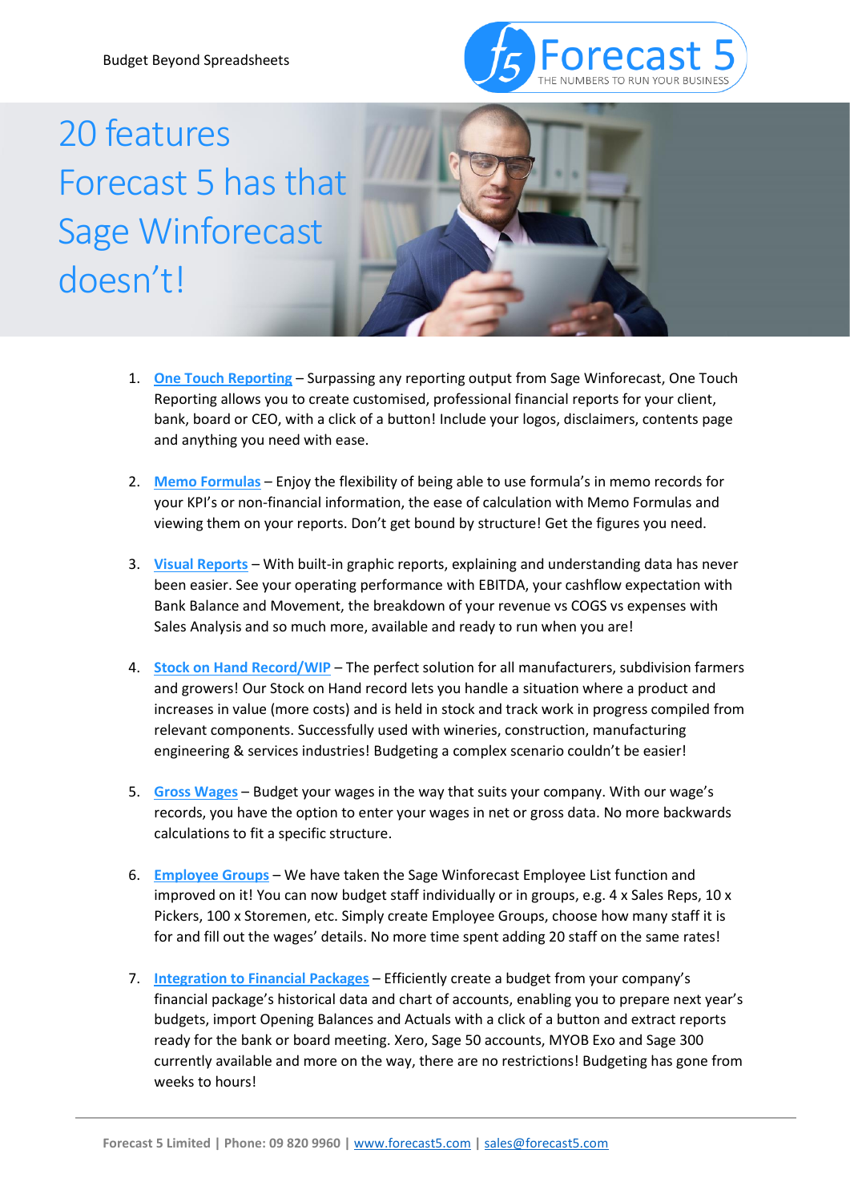# 20 features Forecast 5 has that Sage Winforecast doesn't!

1. **One Touch Reporting** – Surpassing any reporting output from Sage Winforecast, One Touch Reporting allows you to create customised, professional financial reports for your client, bank, board or CEO, with a click of a button! Include your logos, disclaimers, contents page and anything you need with ease.

2. **Memo Formulas** – Enjoy the flexibility of being able to use formula's in memo records for your KPI's or non-financial information, the ease of calculation with Memo Formulas and viewing them on your reports. Don't get bound by structure! Get the figures you need.

3. **Visual Reports** – With built-in graphic reports, explaining and understanding data has never been easier. See your operating performance with EBITDA, your cashflow expectation with Bank Balance and Movement, the breakdown of your revenue vs COGS vs expenses with Sales Analysis and so much more, available and ready to run when you are!

4. **Stock on Hand Record/WIP** – The perfect solution for all manufacturers, subdivision farmers and growers! Our Stock on Hand record lets you handle a situation where a product and increases in value (more costs) and is held in stock and track work in progress compiled from relevant components. Successfully used with wineries, construction, manufacturing engineering & services industries! Budgeting a complex scenario couldn't be easier!

5. **Gross Wages** – Budget your wages in the way that suits your company. With our wage's records, you have the option to enter your wages in net or gross data. No more backwards calculations to fit a specific structure.

6. **Employee Groups** – We have taken the Sage Winforecast Employee List function and improved on it! You can now budget staff individually or in groups, e.g. 4 x Sales Reps, 10 x Pickers, 100 x Storemen, etc. Simply create Employee Groups, choose how many staff it is for and fill out the wages' details. No more time spent adding 20 staff on the same rates!

7. **Integration to Financial Packages** – Efficiently create a budget from your company's financial package's historical data and chart of accounts, enabling you to prepare next year's budgets, import Opening Balances and Actuals with a click of a button and extract reports ready for the bank or board meeting. Xero, Sage 50 accounts, MYOB Exo and Sage 300 currently available and more on the way, there are no restrictions! Budgeting has gone from weeks to hours!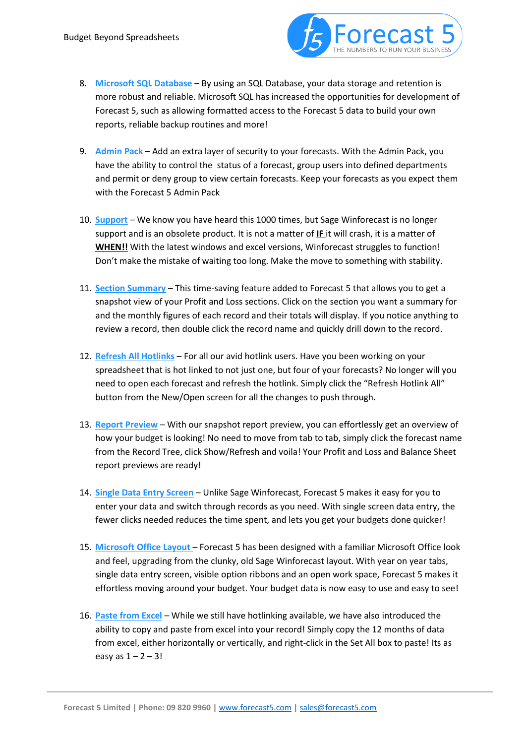8. **Microsoft SQL Database** – By using an SQL Database, your data storage and retention is more robust and reliable. Microsoft SQL has increased the opportunities for development of Forecast 5, such as allowing formatted access to the Forecast 5 data to build your own reports, reliable backup routines and more!

9. **Admin Pack** – Add an extra layer of security to your forecasts. With the Admin Pack, you have the ability to control the status of a forecast, group users into defined departments and permit or deny group to view certain forecasts. Keep your forecasts as you expect them with the Forecast 5 Admin Pack

10. **Support** – We know you have heard this 1000 times, but Sage Winforecast is no longer support and is an obsolete product. It is not a matter of **IF** it will crash, it is a matter of **WHEN!!** With the latest windows and excel versions, Winforecast struggles to function! Don't make the mistake of waiting too long. Make the move to something with stability.

11. **Section Summary** – This time-saving feature added to Forecast 5 that allows you to get a snapshot view of your Profit and Loss sections. Click on the section you want a summary for and the monthly figures of each record and their totals will display. If you notice anything to review a record, then double click the record name and quickly drill down to the record.

12. **Refresh All Hotlinks** – For all our avid hotlink users. Have you been working on your spreadsheet that is hot linked to not just one, but four of your forecasts? No longer will you need to open each forecast and refresh the hotlink. Simply click the "Refresh Hotlink All" button from the New/Open screen for all the changes to push through.

13. **Report Preview** – With our snapshot report preview, you can effortlessly get an overview of how your budget is looking! No need to move from tab to tab, simply click the forecast name from the Record Tree, click Show/Refresh and voila! Your Profit and Loss and Balance Sheet report previews are ready!

14. **Single Data Entry Screen** – Unlike Sage Winforecast, Forecast 5 makes it easy for you to enter your data and switch through records as you need. With single screen data entry, the fewer clicks needed reduces the time spent, and lets you get your budgets done quicker!

15. **Microsoft Office Layout** – Forecast 5 has been designed with a familiar Microsoft Office look and feel, upgrading from the clunky, old Sage Winforecast layout. With year on year tabs, single data entry screen, visible option ribbons and an open work space, Forecast 5 makes it effortless moving around your budget. Your budget data is now easy to use and easy to see!

16. **Paste from Excel** – While we still have hotlinking available, we have also introduced the ability to copy and paste from excel into your record! Simply copy the 12 months of data from excel, either horizontally or vertically, and right-click in the Set All box to paste! Its as easy as 1 – 2 – 3!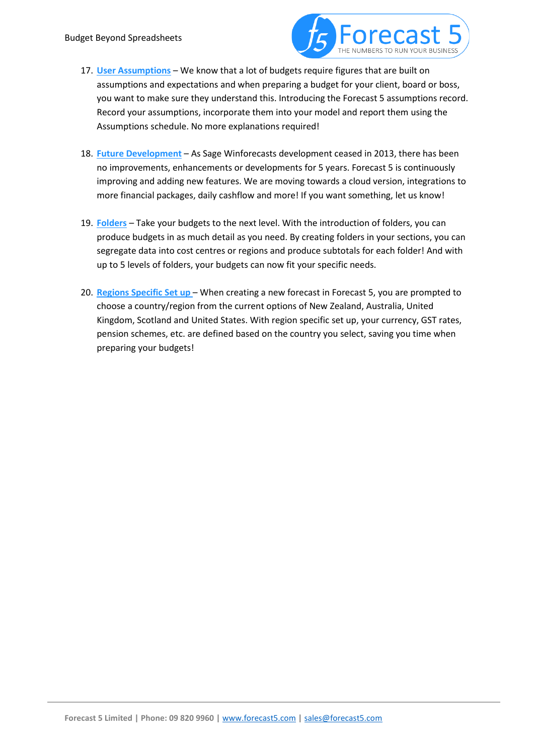17. **User Assumptions** – We know that a lot of budgets require figures that are built on assumptions and expectations and when preparing a budget for your client, board or boss, you want to make sure they understand this. Introducing the Forecast 5 assumptions record. Record your assumptions, incorporate them into your model and report them using the Assumptions schedule. No more explanations required!

18. **Future Development** – As Sage Winforecasts development ceased in 2013, there has been no improvements, enhancements or developments for 5 years. Forecast 5 is continuously improving and adding new features. We are moving towards a cloud version, integrations to more financial packages, daily cashflow and more! If you want something, let us know!

19. **Folders** – Take your budgets to the next level. With the introduction of folders, you can produce budgets in as much detail as you need. By creating folders in your sections, you can segregate data into cost centres or regions and produce subtotals for each folder! And with up to 5 levels of folders, your budgets can now fit your specific needs.

20. **Regions Specific Set up** – When creating a new forecast in Forecast 5, you are prompted to choose a country/region from the current options of New Zealand, Australia, United Kingdom, Scotland and United States. With region specific set up, your currency, GST rates, pension schemes, etc. are defined based on the country you select, saving you time when preparing your budgets!